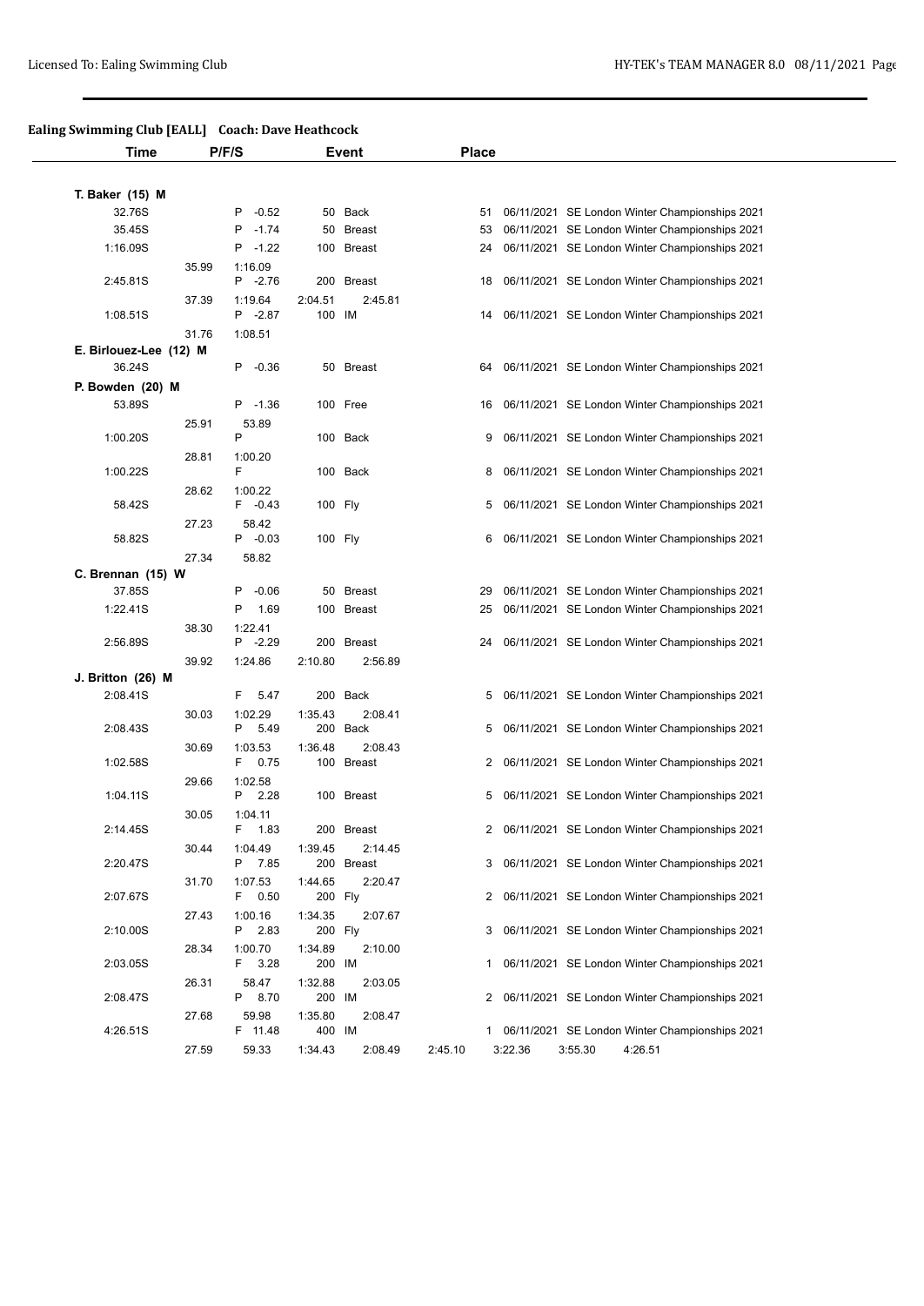## Ealing Swimming Club [EALL]    Coach: Dave Heathcock

| Time | P/F/S | Event | Place | |
|---|---|---|---|---|
| **T. Baker (15) M** | | | | |
| 32.76S | P -0.52 | 50 Back | 51 | 06/11/2021 SE London Winter Championships 2021 |
| 35.45S | P -1.74 | 50 Breast | 53 | 06/11/2021 SE London Winter Championships 2021 |
| 1:16.09S | P -1.22 | 100 Breast | 24 | 06/11/2021 SE London Winter Championships 2021 |
| 35.99 | 1:16.09 | | | |
| 2:45.81S | P -2.76 | 200 Breast | 18 | 06/11/2021 SE London Winter Championships 2021 |
| 37.39 | 1:19.64 | 2:04.51  2:45.81 | | |
| 1:08.51S | P -2.87 | 100 IM | 14 | 06/11/2021 SE London Winter Championships 2021 |
| 31.76 | 1:08.51 | | | |
| **E. Birlouez-Lee (12) M** | | | | |
| 36.24S | P -0.36 | 50 Breast | 64 | 06/11/2021 SE London Winter Championships 2021 |
| **P. Bowden (20) M** | | | | |
| 53.89S | P -1.36 | 100 Free | 16 | 06/11/2021 SE London Winter Championships 2021 |
| 25.91 | 53.89 | | | |
| 1:00.20S | P | 100 Back | 9 | 06/11/2021 SE London Winter Championships 2021 |
| 28.81 | 1:00.20 | | | |
| 1:00.22S | F | 100 Back | 8 | 06/11/2021 SE London Winter Championships 2021 |
| 28.62 | 1:00.22 | | | |
| 58.42S | F -0.43 | 100 Fly | 5 | 06/11/2021 SE London Winter Championships 2021 |
| 27.23 | 58.42 | | | |
| 58.82S | P -0.03 | 100 Fly | 6 | 06/11/2021 SE London Winter Championships 2021 |
| 27.34 | 58.82 | | | |
| **C. Brennan (15) W** | | | | |
| 37.85S | P -0.06 | 50 Breast | 29 | 06/11/2021 SE London Winter Championships 2021 |
| 1:22.41S | P 1.69 | 100 Breast | 25 | 06/11/2021 SE London Winter Championships 2021 |
| 38.30 | 1:22.41 | | | |
| 2:56.89S | P -2.29 | 200 Breast | 24 | 06/11/2021 SE London Winter Championships 2021 |
| 39.92 | 1:24.86 | 2:10.80  2:56.89 | | |
| **J. Britton (26) M** | | | | |
| 2:08.41S | F 5.47 | 200 Back | 5 | 06/11/2021 SE London Winter Championships 2021 |
| 30.03 | 1:02.29 | 1:35.43  2:08.41 | | |
| 2:08.43S | P 5.49 | 200 Back | 5 | 06/11/2021 SE London Winter Championships 2021 |
| 30.69 | 1:03.53 | 1:36.48  2:08.43 | | |
| 1:02.58S | F 0.75 | 100 Breast | 2 | 06/11/2021 SE London Winter Championships 2021 |
| 29.66 | 1:02.58 | | | |
| 1:04.11S | P 2.28 | 100 Breast | 5 | 06/11/2021 SE London Winter Championships 2021 |
| 30.05 | 1:04.11 | | | |
| 2:14.45S | F 1.83 | 200 Breast | 2 | 06/11/2021 SE London Winter Championships 2021 |
| 30.44 | 1:04.49 | 1:39.45  2:14.45 | | |
| 2:20.47S | P 7.85 | 200 Breast | 3 | 06/11/2021 SE London Winter Championships 2021 |
| 31.70 | 1:07.53 | 1:44.65  2:20.47 | | |
| 2:07.67S | F 0.50 | 200 Fly | 2 | 06/11/2021 SE London Winter Championships 2021 |
| 27.43 | 1:00.16 | 1:34.35  2:07.67 | | |
| 2:10.00S | P 2.83 | 200 Fly | 3 | 06/11/2021 SE London Winter Championships 2021 |
| 28.34 | 1:00.70 | 1:34.89  2:10.00 | | |
| 2:03.05S | F 3.28 | 200 IM | 1 | 06/11/2021 SE London Winter Championships 2021 |
| 26.31 | 58.47 | 1:32.88  2:03.05 | | |
| 2:08.47S | P 8.70 | 200 IM | 2 | 06/11/2021 SE London Winter Championships 2021 |
| 27.68 | 59.98 | 1:35.80  2:08.47 | | |
| 4:26.51S | F 11.48 | 400 IM | 1 | 06/11/2021 SE London Winter Championships 2021 |
| 27.59 | 59.33 | 1:34.43  2:08.49 | 2:45.10 | 3:22.36  3:55.30  4:26.51 |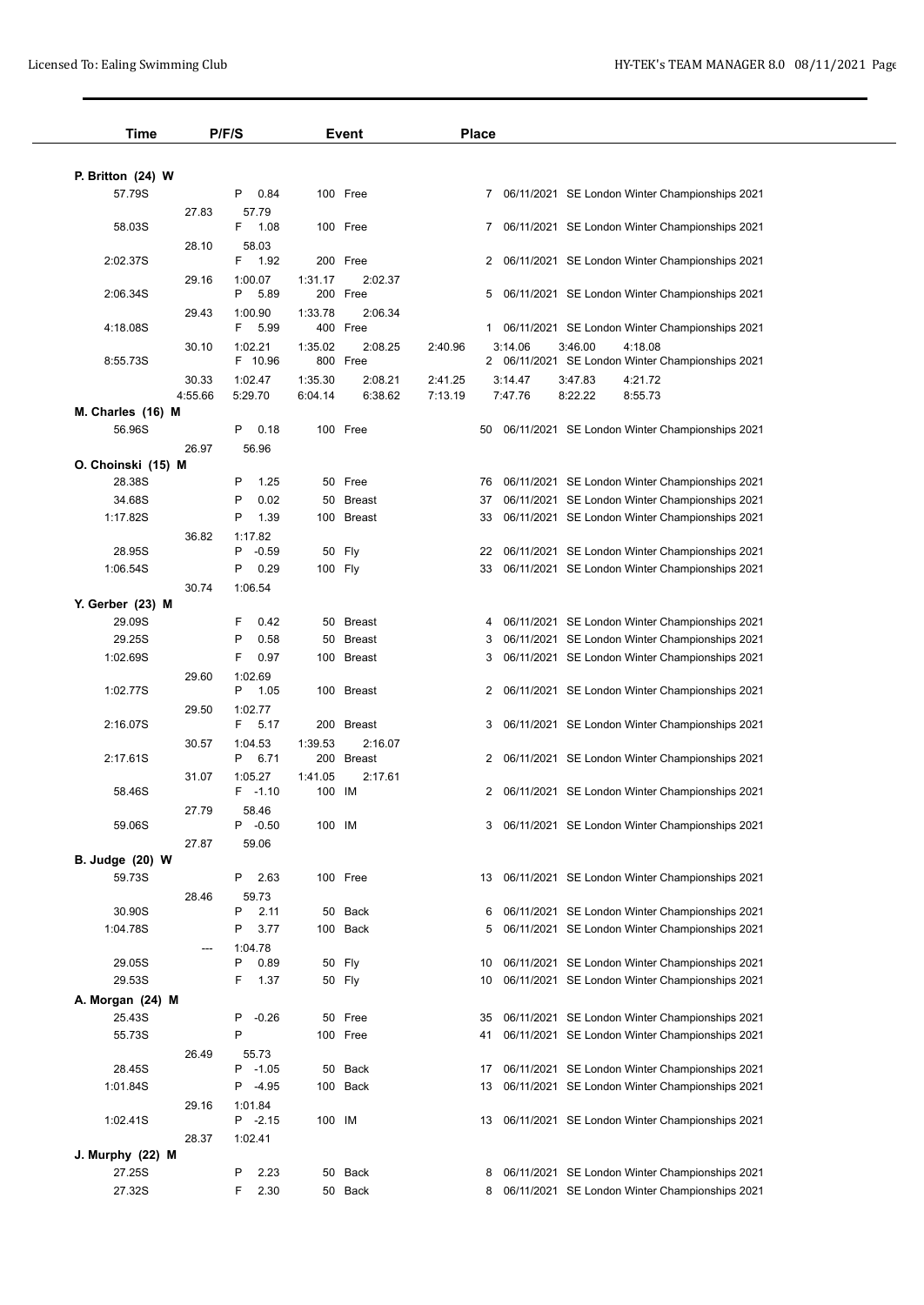| Time | P/F/S | Event | Place |
|---|---|---|---|
| **P. Britton (24) W** | | | |
| 57.79S | P 0.84 | 100 Free | 7 06/11/2021 SE London Winter Championships 2021 |
| 27.83 | 57.79 | | |
| 58.03S | F 1.08 | 100 Free | 7 06/11/2021 SE London Winter Championships 2021 |
| 28.10 | 58.03 | | |
| 2:02.37S | F 1.92 | 200 Free | 2 06/11/2021 SE London Winter Championships 2021 |
| 29.16 | 1:00.07 | 1:31.17 2:02.37 | |
| 2:06.34S | P 5.89 | 200 Free | 5 06/11/2021 SE London Winter Championships 2021 |
| 29.43 | 1:00.90 | 1:33.78 2:06.34 | |
| 4:18.08S | F 5.99 | 400 Free | 1 06/11/2021 SE London Winter Championships 2021 |
| 30.10 | 1:02.21 | 1:35.02 2:08.25 | 2:40.96 3:14.06 3:46.00 4:18.08 |
| 8:55.73S | F 10.96 | 800 Free | 2 06/11/2021 SE London Winter Championships 2021 |
| 30.33 | 1:02.47 | 1:35.30 2:08.21 | 2:41.25 3:14.47 3:47.83 4:21.72 |
| 4:55.66 | 5:29.70 | 6:04.14 6:38.62 | 7:13.19 7:47.76 8:22.22 8:55.73 |
| **M. Charles (16) M** | | | |
| 56.96S | P 0.18 | 100 Free | 50 06/11/2021 SE London Winter Championships 2021 |
| 26.97 | 56.96 | | |
| **O. Choinski (15) M** | | | |
| 28.38S | P 1.25 | 50 Free | 76 06/11/2021 SE London Winter Championships 2021 |
| 34.68S | P 0.02 | 50 Breast | 37 06/11/2021 SE London Winter Championships 2021 |
| 1:17.82S | P 1.39 | 100 Breast | 33 06/11/2021 SE London Winter Championships 2021 |
| 36.82 | 1:17.82 | | |
| 28.95S | P -0.59 | 50 Fly | 22 06/11/2021 SE London Winter Championships 2021 |
| 1:06.54S | P 0.29 | 100 Fly | 33 06/11/2021 SE London Winter Championships 2021 |
| 30.74 | 1:06.54 | | |
| **Y. Gerber (23) M** | | | |
| 29.09S | F 0.42 | 50 Breast | 4 06/11/2021 SE London Winter Championships 2021 |
| 29.25S | P 0.58 | 50 Breast | 3 06/11/2021 SE London Winter Championships 2021 |
| 1:02.69S | F 0.97 | 100 Breast | 3 06/11/2021 SE London Winter Championships 2021 |
| 29.60 | 1:02.69 | | |
| 1:02.77S | P 1.05 | 100 Breast | 2 06/11/2021 SE London Winter Championships 2021 |
| 29.50 | 1:02.77 | | |
| 2:16.07S | F 5.17 | 200 Breast | 3 06/11/2021 SE London Winter Championships 2021 |
| 30.57 | 1:04.53 | 1:39.53 2:16.07 | |
| 2:17.61S | P 6.71 | 200 Breast | 2 06/11/2021 SE London Winter Championships 2021 |
| 31.07 | 1:05.27 | 1:41.05 2:17.61 | |
| 58.46S | F -1.10 | 100 IM | 2 06/11/2021 SE London Winter Championships 2021 |
| 27.79 | 58.46 | | |
| 59.06S | P -0.50 | 100 IM | 3 06/11/2021 SE London Winter Championships 2021 |
| 27.87 | 59.06 | | |
| **B. Judge (20) W** | | | |
| 59.73S | P 2.63 | 100 Free | 13 06/11/2021 SE London Winter Championships 2021 |
| 28.46 | 59.73 | | |
| 30.90S | P 2.11 | 50 Back | 6 06/11/2021 SE London Winter Championships 2021 |
| 1:04.78S | P 3.77 | 100 Back | 5 06/11/2021 SE London Winter Championships 2021 |
| --- | 1:04.78 | | |
| 29.05S | P 0.89 | 50 Fly | 10 06/11/2021 SE London Winter Championships 2021 |
| 29.53S | F 1.37 | 50 Fly | 10 06/11/2021 SE London Winter Championships 2021 |
| **A. Morgan (24) M** | | | |
| 25.43S | P -0.26 | 50 Free | 35 06/11/2021 SE London Winter Championships 2021 |
| 55.73S | P | 100 Free | 41 06/11/2021 SE London Winter Championships 2021 |
| 26.49 | 55.73 | | |
| 28.45S | P -1.05 | 50 Back | 17 06/11/2021 SE London Winter Championships 2021 |
| 1:01.84S | P -4.95 | 100 Back | 13 06/11/2021 SE London Winter Championships 2021 |
| 29.16 | 1:01.84 | | |
| 1:02.41S | P -2.15 | 100 IM | 13 06/11/2021 SE London Winter Championships 2021 |
| 28.37 | 1:02.41 | | |
| **J. Murphy (22) M** | | | |
| 27.25S | P 2.23 | 50 Back | 8 06/11/2021 SE London Winter Championships 2021 |
| 27.32S | F 2.30 | 50 Back | 8 06/11/2021 SE London Winter Championships 2021 |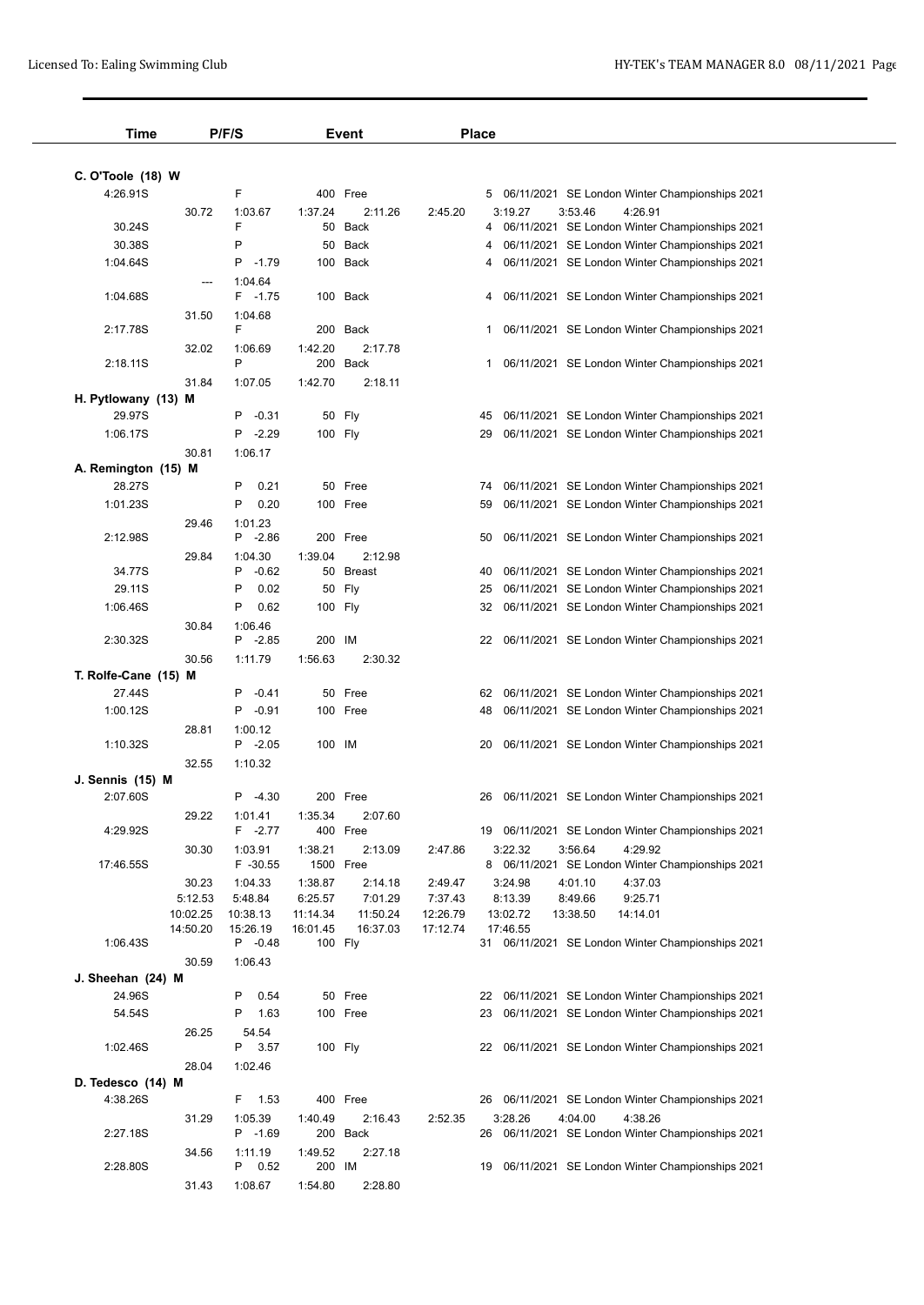| Time | P/F/S | Event | Place |
|---|---|---|---|

**C. O'Toole (18) W**

| Time | P/F/S | | Event | | Place | Date | Meet |
|---|---|---|---|---|---|---|---|
| 4:26.91S | F | | 400 | Free | 5 | 06/11/2021 | SE London Winter Championships 2021 |
| | 30.72 1:03.67 1:37.24 2:11.26 2:45.20 3:19.27 3:53.46 4:26.91 | | | | | | |
| 30.24S | F | | 50 | Back | 4 | 06/11/2021 | SE London Winter Championships 2021 |
| 30.38S | P | | 50 | Back | 4 | 06/11/2021 | SE London Winter Championships 2021 |
| 1:04.64S | P | -1.79 | 100 | Back | 4 | 06/11/2021 | SE London Winter Championships 2021 |
| | --- 1:04.64 | | | | | | |
| 1:04.68S | F | -1.75 | 100 | Back | 4 | 06/11/2021 | SE London Winter Championships 2021 |
| | 31.50 1:04.68 | | | | | | |
| 2:17.78S | F | | 200 | Back | 1 | 06/11/2021 | SE London Winter Championships 2021 |
| | 32.02 1:06.69 1:42.20 2:17.78 | | | | | | |
| 2:18.11S | P | | 200 | Back | 1 | 06/11/2021 | SE London Winter Championships 2021 |
| | 31.84 1:07.05 1:42.70 2:18.11 | | | | | | |

**H. Pytlowany (13) M**

| Time | P/F/S | | Event | | Place | Date | Meet |
|---|---|---|---|---|---|---|---|
| 29.97S | P | -0.31 | 50 | Fly | 45 | 06/11/2021 | SE London Winter Championships 2021 |
| 1:06.17S | P | -2.29 | 100 | Fly | 29 | 06/11/2021 | SE London Winter Championships 2021 |
| | 30.81 1:06.17 | | | | | | |

**A. Remington (15) M**

| Time | P/F/S | | Event | | Place | Date | Meet |
|---|---|---|---|---|---|---|---|
| 28.27S | P | 0.21 | 50 | Free | 74 | 06/11/2021 | SE London Winter Championships 2021 |
| 1:01.23S | P | 0.20 | 100 | Free | 59 | 06/11/2021 | SE London Winter Championships 2021 |
| | 29.46 1:01.23 | | | | | | |
| 2:12.98S | P | -2.86 | 200 | Free | 50 | 06/11/2021 | SE London Winter Championships 2021 |
| | 29.84 1:04.30 1:39.04 2:12.98 | | | | | | |
| 34.77S | P | -0.62 | 50 | Breast | 40 | 06/11/2021 | SE London Winter Championships 2021 |
| 29.11S | P | 0.02 | 50 | Fly | 25 | 06/11/2021 | SE London Winter Championships 2021 |
| 1:06.46S | P | 0.62 | 100 | Fly | 32 | 06/11/2021 | SE London Winter Championships 2021 |
| | 30.84 1:06.46 | | | | | | |
| 2:30.32S | P | -2.85 | 200 | IM | 22 | 06/11/2021 | SE London Winter Championships 2021 |
| | 30.56 1:11.79 1:56.63 2:30.32 | | | | | | |

**T. Rolfe-Cane (15) M**

| Time | P/F/S | | Event | | Place | Date | Meet |
|---|---|---|---|---|---|---|---|
| 27.44S | P | -0.41 | 50 | Free | 62 | 06/11/2021 | SE London Winter Championships 2021 |
| 1:00.12S | P | -0.91 | 100 | Free | 48 | 06/11/2021 | SE London Winter Championships 2021 |
| | 28.81 1:00.12 | | | | | | |
| 1:10.32S | P | -2.05 | 100 | IM | 20 | 06/11/2021 | SE London Winter Championships 2021 |
| | 32.55 1:10.32 | | | | | | |

**J. Sennis (15) M**

| Time | P/F/S | | Event | | Place | Date | Meet |
|---|---|---|---|---|---|---|---|
| 2:07.60S | P | -4.30 | 200 | Free | 26 | 06/11/2021 | SE London Winter Championships 2021 |
| | 29.22 1:01.41 1:35.34 2:07.60 | | | | | | |
| 4:29.92S | F | -2.77 | 400 | Free | 19 | 06/11/2021 | SE London Winter Championships 2021 |
| | 30.30 1:03.91 1:38.21 2:13.09 2:47.86 3:22.32 3:56.64 4:29.92 | | | | | | |
| 17:46.55S | F | -30.55 | 1500 | Free | 8 | 06/11/2021 | SE London Winter Championships 2021 |
| | 30.23 1:04.33 1:38.87 2:14.18 2:49.47 3:24.98 4:01.10 4:37.03 | | | | | | |
| | 5:12.53 5:48.84 6:25.57 7:01.29 7:37.43 8:13.39 8:49.66 9:25.71 | | | | | | |
| | 10:02.25 10:38.13 11:14.34 11:50.24 12:26.79 13:02.72 13:38.50 14:14.01 | | | | | | |
| | 14:50.20 15:26.19 16:01.45 16:37.03 17:12.74 17:46.55 | | | | | | |
| 1:06.43S | P | -0.48 | 100 | Fly | 31 | 06/11/2021 | SE London Winter Championships 2021 |
| | 30.59 1:06.43 | | | | | | |

**J. Sheehan (24) M**

| Time | P/F/S | | Event | | Place | Date | Meet |
|---|---|---|---|---|---|---|---|
| 24.96S | P | 0.54 | 50 | Free | 22 | 06/11/2021 | SE London Winter Championships 2021 |
| 54.54S | P | 1.63 | 100 | Free | 23 | 06/11/2021 | SE London Winter Championships 2021 |
| | 26.25 54.54 | | | | | | |
| 1:02.46S | P | 3.57 | 100 | Fly | 22 | 06/11/2021 | SE London Winter Championships 2021 |
| | 28.04 1:02.46 | | | | | | |

**D. Tedesco (14) M**

| Time | P/F/S | | Event | | Place | Date | Meet |
|---|---|---|---|---|---|---|---|
| 4:38.26S | F | 1.53 | 400 | Free | 26 | 06/11/2021 | SE London Winter Championships 2021 |
| | 31.29 1:05.39 1:40.49 2:16.43 2:52.35 3:28.26 4:04.00 4:38.26 | | | | | | |
| 2:27.18S | P | -1.69 | 200 | Back | 26 | 06/11/2021 | SE London Winter Championships 2021 |
| | 34.56 1:11.19 1:49.52 2:27.18 | | | | | | |
| 2:28.80S | P | 0.52 | 200 | IM | 19 | 06/11/2021 | SE London Winter Championships 2021 |
| | 31.43 1:08.67 1:54.80 2:28.80 | | | | | | |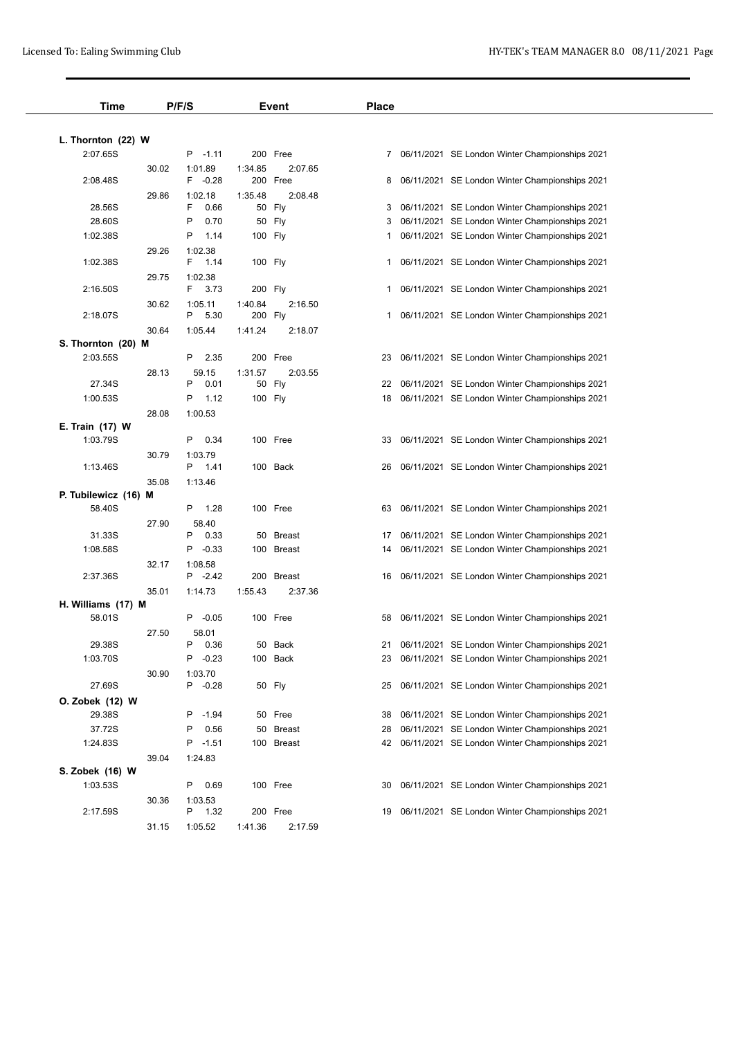| Time | P/F/S | | Event | Place | |
|---|---|---|---|---|---|
| **L. Thornton (22) W** | | | | | |
| 2:07.65S | P -1.11 | | 200 Free | 7 | 06/11/2021 SE London Winter Championships 2021 |
| 30.02 | 1:01.89 | 1:34.85 | 2:07.65 | | |
| 2:08.48S | F -0.28 | | 200 Free | 8 | 06/11/2021 SE London Winter Championships 2021 |
| 29.86 | 1:02.18 | 1:35.48 | 2:08.48 | | |
| 28.56S | F 0.66 | | 50 Fly | 3 | 06/11/2021 SE London Winter Championships 2021 |
| 28.60S | P 0.70 | | 50 Fly | 3 | 06/11/2021 SE London Winter Championships 2021 |
| 1:02.38S | P 1.14 | | 100 Fly | 1 | 06/11/2021 SE London Winter Championships 2021 |
| 29.26 | 1:02.38 | | | | |
| 1:02.38S | F 1.14 | | 100 Fly | 1 | 06/11/2021 SE London Winter Championships 2021 |
| 29.75 | 1:02.38 | | | | |
| 2:16.50S | F 3.73 | | 200 Fly | 1 | 06/11/2021 SE London Winter Championships 2021 |
| 30.62 | 1:05.11 | 1:40.84 | 2:16.50 | | |
| 2:18.07S | P 5.30 | | 200 Fly | 1 | 06/11/2021 SE London Winter Championships 2021 |
| 30.64 | 1:05.44 | 1:41.24 | 2:18.07 | | |
| **S. Thornton (20) M** | | | | | |
| 2:03.55S | P 2.35 | | 200 Free | 23 | 06/11/2021 SE London Winter Championships 2021 |
| 28.13 | 59.15 | 1:31.57 | 2:03.55 | | |
| 27.34S | P 0.01 | | 50 Fly | 22 | 06/11/2021 SE London Winter Championships 2021 |
| 1:00.53S | P 1.12 | | 100 Fly | 18 | 06/11/2021 SE London Winter Championships 2021 |
| 28.08 | 1:00.53 | | | | |
| **E. Train (17) W** | | | | | |
| 1:03.79S | P 0.34 | | 100 Free | 33 | 06/11/2021 SE London Winter Championships 2021 |
| 30.79 | 1:03.79 | | | | |
| 1:13.46S | P 1.41 | | 100 Back | 26 | 06/11/2021 SE London Winter Championships 2021 |
| 35.08 | 1:13.46 | | | | |
| **P. Tubilewicz (16) M** | | | | | |
| 58.40S | P 1.28 | | 100 Free | 63 | 06/11/2021 SE London Winter Championships 2021 |
| 27.90 | 58.40 | | | | |
| 31.33S | P 0.33 | | 50 Breast | 17 | 06/11/2021 SE London Winter Championships 2021 |
| 1:08.58S | P -0.33 | | 100 Breast | 14 | 06/11/2021 SE London Winter Championships 2021 |
| 32.17 | 1:08.58 | | | | |
| 2:37.36S | P -2.42 | | 200 Breast | 16 | 06/11/2021 SE London Winter Championships 2021 |
| 35.01 | 1:14.73 | 1:55.43 | 2:37.36 | | |
| **H. Williams (17) M** | | | | | |
| 58.01S | P -0.05 | | 100 Free | 58 | 06/11/2021 SE London Winter Championships 2021 |
| 27.50 | 58.01 | | | | |
| 29.38S | P 0.36 | | 50 Back | 21 | 06/11/2021 SE London Winter Championships 2021 |
| 1:03.70S | P -0.23 | | 100 Back | 23 | 06/11/2021 SE London Winter Championships 2021 |
| 30.90 | 1:03.70 | | | | |
| 27.69S | P -0.28 | | 50 Fly | 25 | 06/11/2021 SE London Winter Championships 2021 |
| **O. Zobek (12) W** | | | | | |
| 29.38S | P -1.94 | | 50 Free | 38 | 06/11/2021 SE London Winter Championships 2021 |
| 37.72S | P 0.56 | | 50 Breast | 28 | 06/11/2021 SE London Winter Championships 2021 |
| 1:24.83S | P -1.51 | | 100 Breast | 42 | 06/11/2021 SE London Winter Championships 2021 |
| 39.04 | 1:24.83 | | | | |
| **S. Zobek (16) W** | | | | | |
| 1:03.53S | P 0.69 | | 100 Free | 30 | 06/11/2021 SE London Winter Championships 2021 |
| 30.36 | 1:03.53 | | | | |
| 2:17.59S | P 1.32 | | 200 Free | 19 | 06/11/2021 SE London Winter Championships 2021 |
| 31.15 | 1:05.52 | 1:41.36 | 2:17.59 | | |